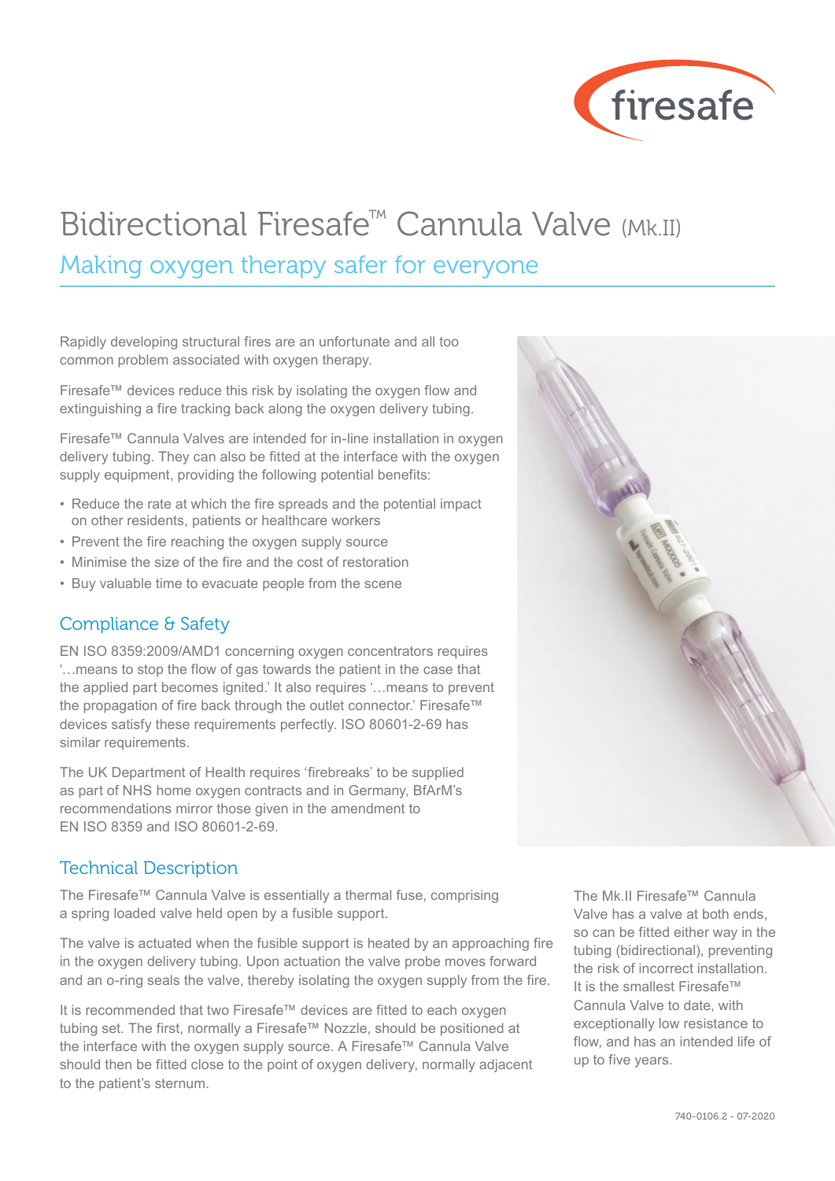# Bidirectional Firesafe™ Cannula Valve (Mk.II)

## Making oxygen therapy safer for everyone

Rapidly developing structural fires are an unfortunate and all too common problem associated with oxygen therapy.

Firesafe™ devices reduce this risk by isolating the oxygen flow and extinguishing a fire tracking back along the oxygen delivery tubing.

Firesafe™ Cannula Valves are intended for in-line installation in oxygen delivery tubing. They can also be fitted at the interface with the oxygen supply equipment, providing the following potential benefits:

- Reduce the rate at which the fire spreads and the potential impact on other residents, patients or healthcare workers
- Prevent the fire reaching the oxygen supply source
- Minimise the size of the fire and the cost of restoration
- Buy valuable time to evacuate people from the scene

### Compliance & Safety

EN ISO 8359:2009/AMD1 concerning oxygen concentrators requires '…means to stop the flow of gas towards the patient in the case that the applied part becomes ignited.' It also requires '…means to prevent the propagation of fire back through the outlet connector.' Firesafe™ devices satisfy these requirements perfectly. ISO 80601-2-69 has similar requirements.

The UK Department of Health requires 'firebreaks' to be supplied as part of NHS home oxygen contracts and in Germany, BfArM's recommendations mirror those given in the amendment to EN ISO 8359 and ISO 80601-2-69.

### Technical Description

The Firesafe™ Cannula Valve is essentially a thermal fuse, comprising a spring loaded valve held open by a fusible support.

The valve is actuated when the fusible support is heated by an approaching fire in the oxygen delivery tubing. Upon actuation the valve probe moves forward and an o-ring seals the valve, thereby isolating the oxygen supply from the fire.

It is recommended that two Firesafe™ devices are fitted to each oxygen tubing set. The first, normally a Firesafe™ Nozzle, should be positioned at the interface with the oxygen supply source. A Firesafe™ Cannula Valve should then be fitted close to the point of oxygen delivery, normally adjacent to the patient's sternum.

The Mk.II Firesafe™ Cannula Valve has a valve at both ends, so can be fitted either way in the tubing (bidirectional), preventing the risk of incorrect installation. It is the smallest Firesafe™ Cannula Valve to date, with exceptionally low resistance to flow, and has an intended life of up to five years.

740-0106.2 - 07-2020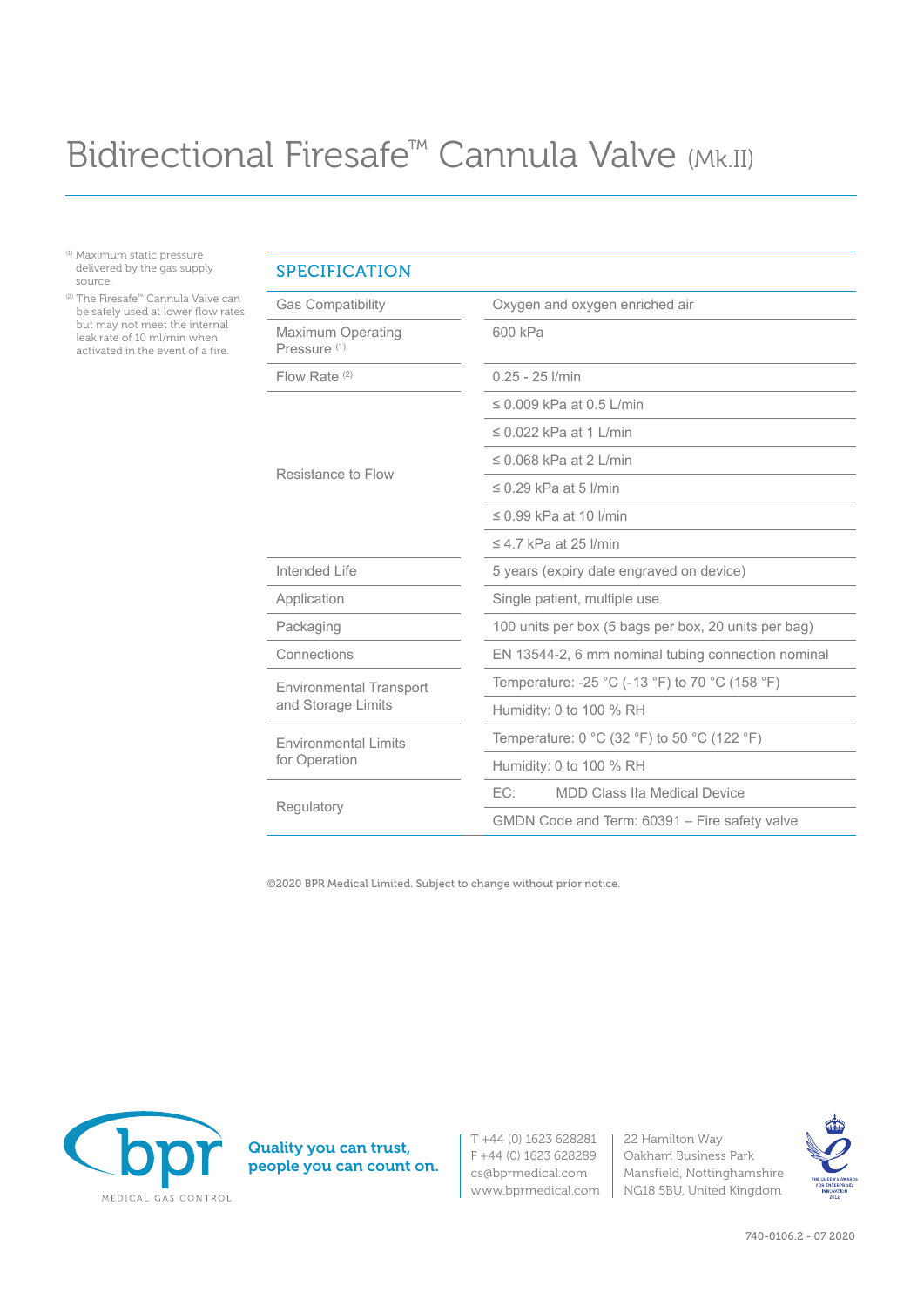# Bidirectional Firesafe™ Cannula Valve (Mk.II)

(1) Maximum static pressure delivered by the gas supply source.

(2) The Firesafe™ Cannula Valve can be safely used at lower flow rates but may not meet the internal leak rate of 10 ml/min when activated in the event of a fire.

## SPECIFICATION

| | |
|---|---|
| Gas Compatibility | Oxygen and oxygen enriched air |
| Maximum Operating Pressure (1) | 600 kPa |
| Flow Rate (2) | 0.25 - 25 l/min |
| Resistance to Flow | ≤ 0.009 kPa at 0.5 L/min |
| | ≤ 0.022 kPa at 1 L/min |
| | ≤ 0.068 kPa at 2 L/min |
| | ≤ 0.29 kPa at 5 l/min |
| | ≤ 0.99 kPa at 10 l/min |
| | ≤ 4.7 kPa at 25 l/min |
| Intended Life | 5 years (expiry date engraved on device) |
| Application | Single patient, multiple use |
| Packaging | 100 units per box (5 bags per box, 20 units per bag) |
| Connections | EN 13544-2, 6 mm nominal tubing connection nominal |
| Environmental Transport and Storage Limits | Temperature: -25 °C (-13 °F) to 70 °C (158 °F) |
| | Humidity: 0 to 100 % RH |
| Environmental Limits for Operation | Temperature: 0 °C (32 °F) to 50 °C (122 °F) |
| | Humidity: 0 to 100 % RH |
| Regulatory | EC: MDD Class IIa Medical Device |
| | GMDN Code and Term: 60391 – Fire safety valve |

©2020 BPR Medical Limited. Subject to change without prior notice.

bpr MEDICAL GAS CONTROL

**Quality you can trust, people you can count on.**

T +44 (0) 1623 628281
F +44 (0) 1623 628289
cs@bprmedical.com
www.bprmedical.com

22 Hamilton Way
Oakham Business Park
Mansfield, Nottinghamshire
NG18 5BU, United Kingdom

THE QUEEN'S AWARDS FOR ENTERPRISE: INNOVATION 2012

740-0106.2 - 07 2020